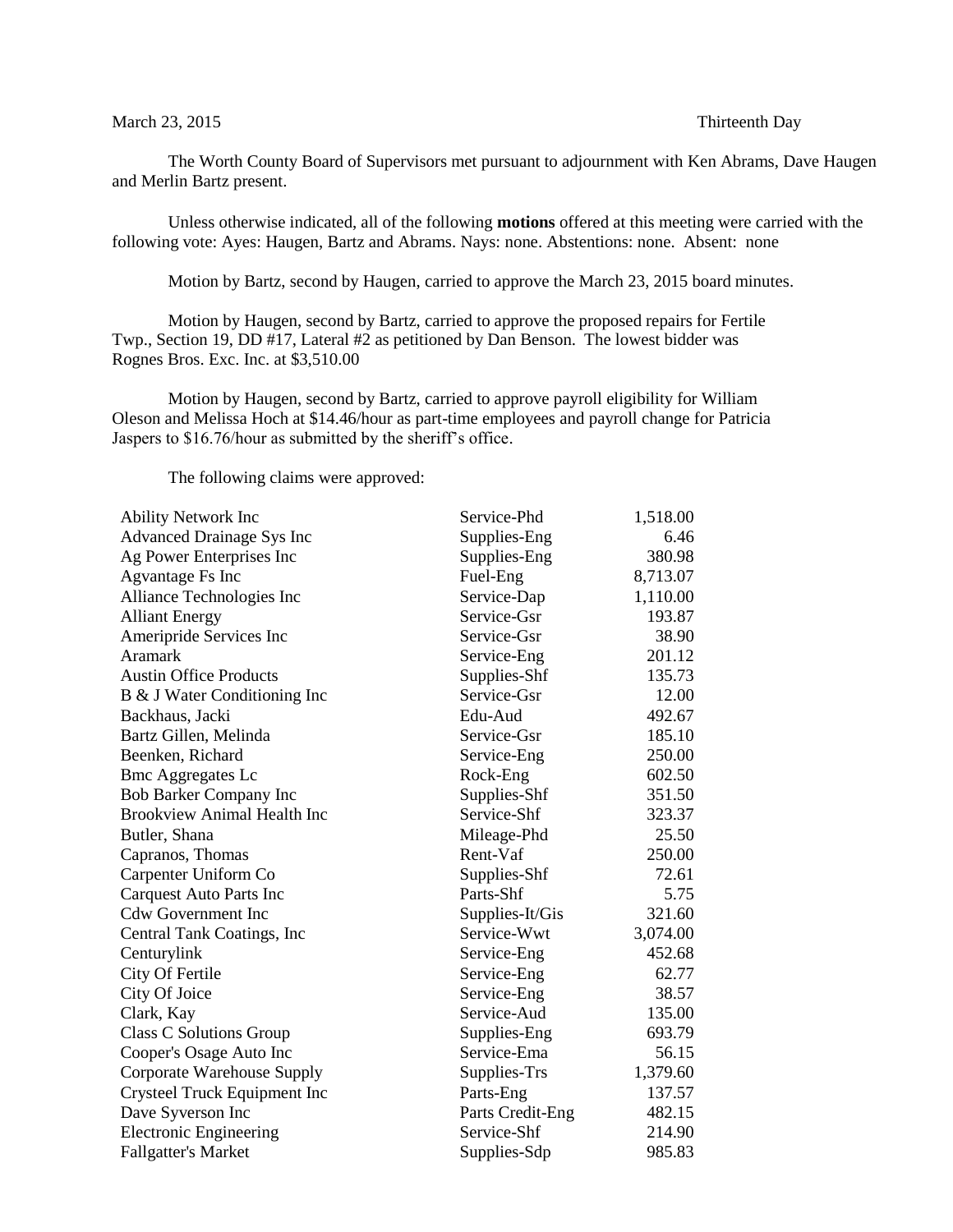March 23, 2015 Thirteenth Day

The Worth County Board of Supervisors met pursuant to adjournment with Ken Abrams, Dave Haugen and Merlin Bartz present.

Unless otherwise indicated, all of the following **motions** offered at this meeting were carried with the following vote: Ayes: Haugen, Bartz and Abrams. Nays: none. Abstentions: none. Absent: none

Motion by Bartz, second by Haugen, carried to approve the March 23, 2015 board minutes.

Motion by Haugen, second by Bartz, carried to approve the proposed repairs for Fertile Twp., Section 19, DD #17, Lateral #2 as petitioned by Dan Benson. The lowest bidder was Rognes Bros. Exc. Inc. at $3,510.00

Motion by Haugen, second by Bartz, carried to approve payroll eligibility for William Oleson and Melissa Hoch at $14.46/hour as part-time employees and payroll change for Patricia Jaspers to $16.76/hour as submitted by the sheriff's office.

The following claims were approved:

| | | |
|---|---|---|
| Ability Network Inc | Service-Phd | 1,518.00 |
| Advanced Drainage Sys Inc | Supplies-Eng | 6.46 |
| Ag Power Enterprises Inc | Supplies-Eng | 380.98 |
| Agvantage Fs Inc | Fuel-Eng | 8,713.07 |
| Alliance Technologies Inc | Service-Dap | 1,110.00 |
| Alliant Energy | Service-Gsr | 193.87 |
| Ameripride Services Inc | Service-Gsr | 38.90 |
| Aramark | Service-Eng | 201.12 |
| Austin Office Products | Supplies-Shf | 135.73 |
| B & J Water Conditioning Inc | Service-Gsr | 12.00 |
| Backhaus, Jacki | Edu-Aud | 492.67 |
| Bartz Gillen, Melinda | Service-Gsr | 185.10 |
| Beenken, Richard | Service-Eng | 250.00 |
| Bmc Aggregates Lc | Rock-Eng | 602.50 |
| Bob Barker Company Inc | Supplies-Shf | 351.50 |
| Brookview Animal Health Inc | Service-Shf | 323.37 |
| Butler, Shana | Mileage-Phd | 25.50 |
| Capranos, Thomas | Rent-Vaf | 250.00 |
| Carpenter Uniform Co | Supplies-Shf | 72.61 |
| Carquest Auto Parts Inc | Parts-Shf | 5.75 |
| Cdw Government Inc | Supplies-It/Gis | 321.60 |
| Central Tank Coatings, Inc | Service-Wwt | 3,074.00 |
| Centurylink | Service-Eng | 452.68 |
| City Of Fertile | Service-Eng | 62.77 |
| City Of Joice | Service-Eng | 38.57 |
| Clark, Kay | Service-Aud | 135.00 |
| Class C Solutions Group | Supplies-Eng | 693.79 |
| Cooper's Osage Auto Inc | Service-Ema | 56.15 |
| Corporate Warehouse Supply | Supplies-Trs | 1,379.60 |
| Crysteel Truck Equipment Inc | Parts-Eng | 137.57 |
| Dave Syverson Inc | Parts Credit-Eng | 482.15 |
| Electronic Engineering | Service-Shf | 214.90 |
| Fallgatter's Market | Supplies-Sdp | 985.83 |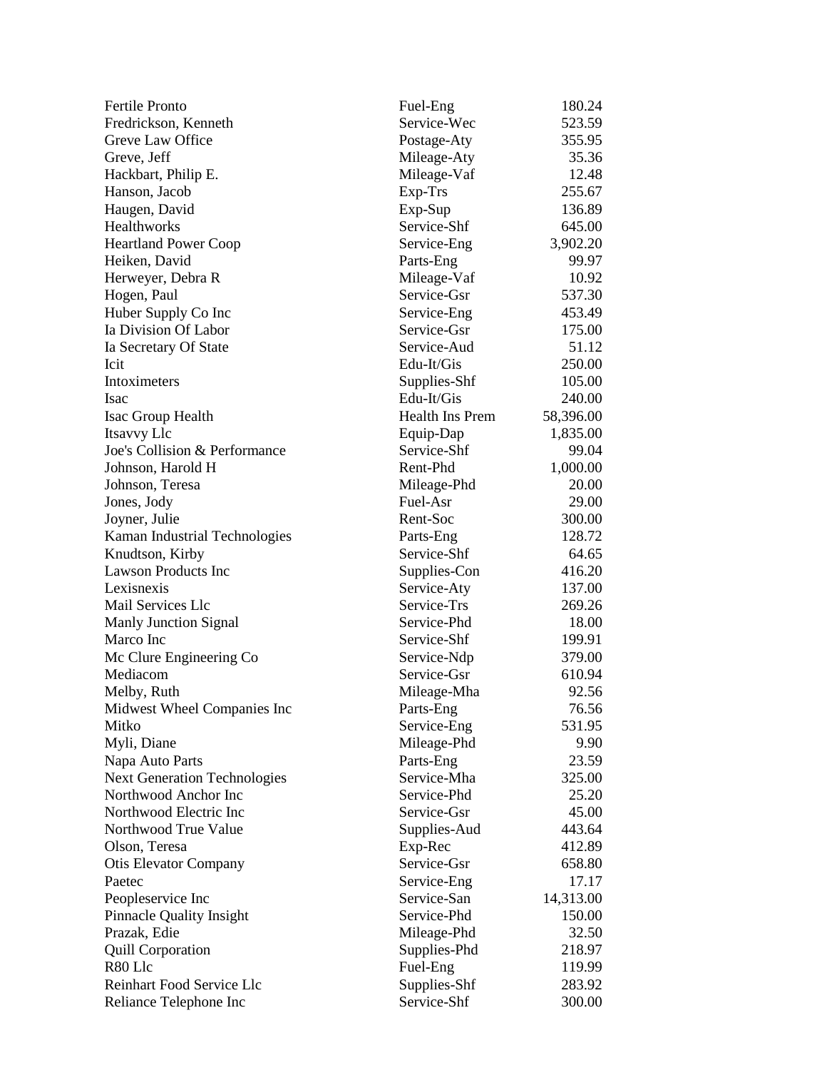| | | |
|---|---|---|
| Fertile Pronto | Fuel-Eng | 180.24 |
| Fredrickson, Kenneth | Service-Wec | 523.59 |
| Greve Law Office | Postage-Aty | 355.95 |
| Greve, Jeff | Mileage-Aty | 35.36 |
| Hackbart, Philip E. | Mileage-Vaf | 12.48 |
| Hanson, Jacob | Exp-Trs | 255.67 |
| Haugen, David | Exp-Sup | 136.89 |
| Healthworks | Service-Shf | 645.00 |
| Heartland Power Coop | Service-Eng | 3,902.20 |
| Heiken, David | Parts-Eng | 99.97 |
| Herweyer, Debra R | Mileage-Vaf | 10.92 |
| Hogen, Paul | Service-Gsr | 537.30 |
| Huber Supply Co Inc | Service-Eng | 453.49 |
| Ia Division Of Labor | Service-Gsr | 175.00 |
| Ia Secretary Of State | Service-Aud | 51.12 |
| Icit | Edu-It/Gis | 250.00 |
| Intoximeters | Supplies-Shf | 105.00 |
| Isac | Edu-It/Gis | 240.00 |
| Isac Group Health | Health Ins Prem | 58,396.00 |
| Itsavvy Llc | Equip-Dap | 1,835.00 |
| Joe's Collision & Performance | Service-Shf | 99.04 |
| Johnson, Harold H | Rent-Phd | 1,000.00 |
| Johnson, Teresa | Mileage-Phd | 20.00 |
| Jones, Jody | Fuel-Asr | 29.00 |
| Joyner, Julie | Rent-Soc | 300.00 |
| Kaman Industrial Technologies | Parts-Eng | 128.72 |
| Knudtson, Kirby | Service-Shf | 64.65 |
| Lawson Products Inc | Supplies-Con | 416.20 |
| Lexisnexis | Service-Aty | 137.00 |
| Mail Services Llc | Service-Trs | 269.26 |
| Manly Junction Signal | Service-Phd | 18.00 |
| Marco Inc | Service-Shf | 199.91 |
| Mc Clure Engineering Co | Service-Ndp | 379.00 |
| Mediacom | Service-Gsr | 610.94 |
| Melby, Ruth | Mileage-Mha | 92.56 |
| Midwest Wheel Companies Inc | Parts-Eng | 76.56 |
| Mitko | Service-Eng | 531.95 |
| Myli, Diane | Mileage-Phd | 9.90 |
| Napa Auto Parts | Parts-Eng | 23.59 |
| Next Generation Technologies | Service-Mha | 325.00 |
| Northwood Anchor Inc | Service-Phd | 25.20 |
| Northwood Electric Inc | Service-Gsr | 45.00 |
| Northwood True Value | Supplies-Aud | 443.64 |
| Olson, Teresa | Exp-Rec | 412.89 |
| Otis Elevator Company | Service-Gsr | 658.80 |
| Paetec | Service-Eng | 17.17 |
| Peopleservice Inc | Service-San | 14,313.00 |
| Pinnacle Quality Insight | Service-Phd | 150.00 |
| Prazak, Edie | Mileage-Phd | 32.50 |
| Quill Corporation | Supplies-Phd | 218.97 |
| R80 Llc | Fuel-Eng | 119.99 |
| Reinhart Food Service Llc | Supplies-Shf | 283.92 |
| Reliance Telephone Inc | Service-Shf | 300.00 |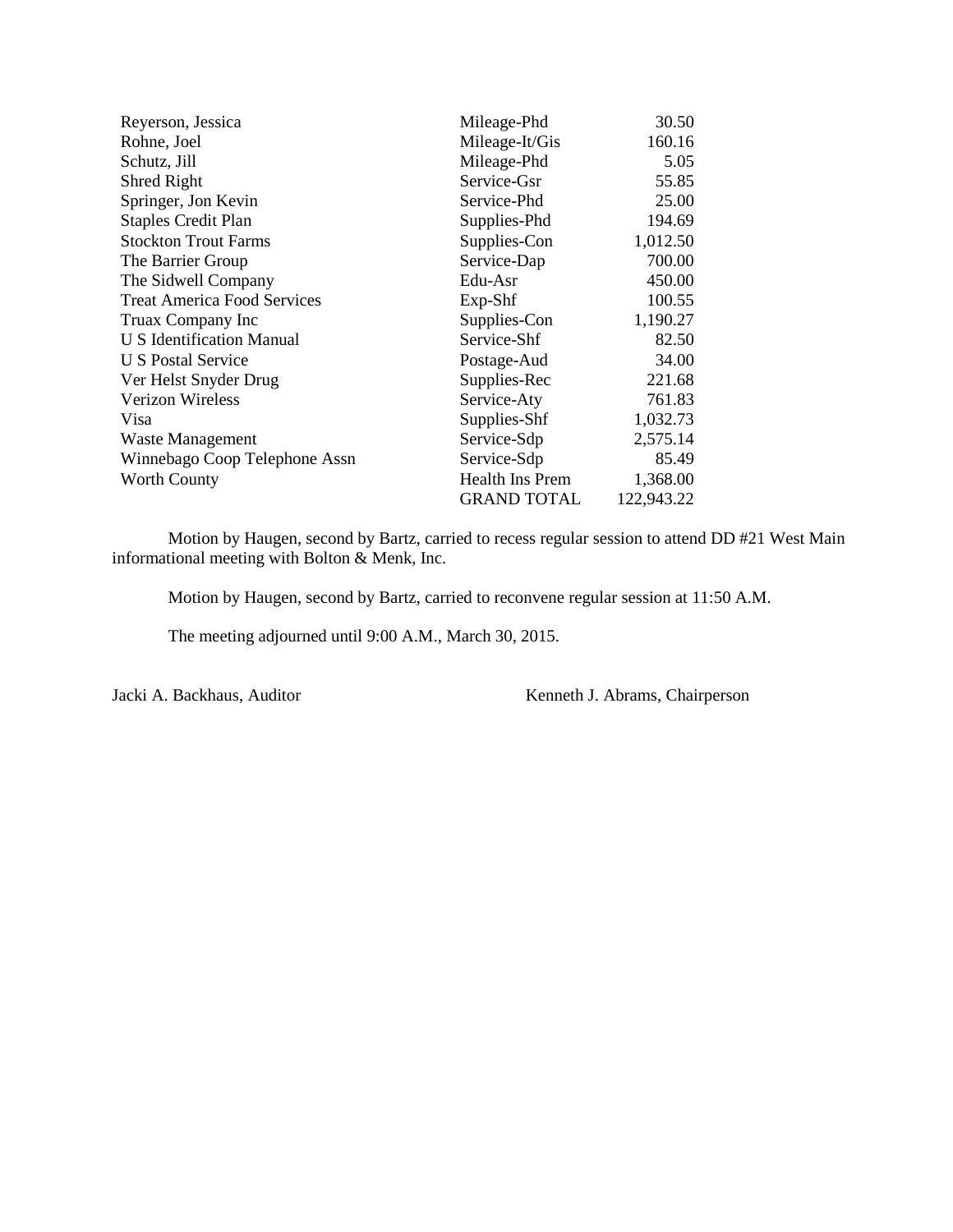| | | |
|---|---|---|
| Reyerson, Jessica | Mileage-Phd | 30.50 |
| Rohne, Joel | Mileage-It/Gis | 160.16 |
| Schutz, Jill | Mileage-Phd | 5.05 |
| Shred Right | Service-Gsr | 55.85 |
| Springer, Jon Kevin | Service-Phd | 25.00 |
| Staples Credit Plan | Supplies-Phd | 194.69 |
| Stockton Trout Farms | Supplies-Con | 1,012.50 |
| The Barrier Group | Service-Dap | 700.00 |
| The Sidwell Company | Edu-Asr | 450.00 |
| Treat America Food Services | Exp-Shf | 100.55 |
| Truax Company Inc | Supplies-Con | 1,190.27 |
| U S Identification Manual | Service-Shf | 82.50 |
| U S Postal Service | Postage-Aud | 34.00 |
| Ver Helst Snyder Drug | Supplies-Rec | 221.68 |
| Verizon Wireless | Service-Aty | 761.83 |
| Visa | Supplies-Shf | 1,032.73 |
| Waste Management | Service-Sdp | 2,575.14 |
| Winnebago Coop Telephone Assn | Service-Sdp | 85.49 |
| Worth County | Health Ins Prem | 1,368.00 |
| | GRAND TOTAL | 122,943.22 |

Motion by Haugen, second by Bartz, carried to recess regular session to attend DD #21 West Main informational meeting with Bolton & Menk, Inc.

Motion by Haugen, second by Bartz, carried to reconvene regular session at 11:50 A.M.

The meeting adjourned until 9:00 A.M., March 30, 2015.

Jacki A. Backhaus, Auditor                                        Kenneth J. Abrams, Chairperson